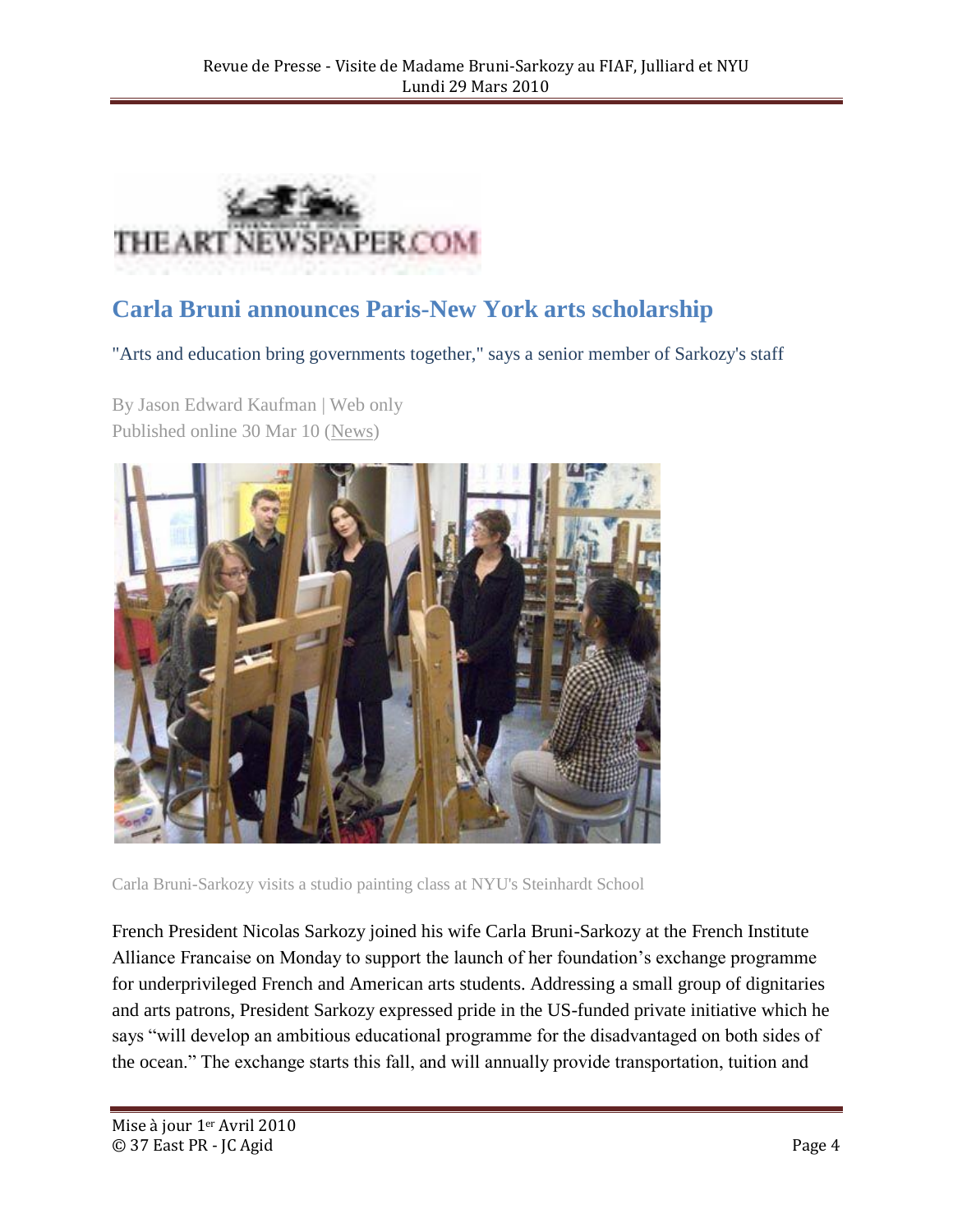THE ART NEWSPAPER.COM

# Carla Bruni announces Paris-New York arts scholarship

"Arts and education bring governments together," says a senior member of Sarkozy's staff

By Jason Edward Kaufman | Web only
Published online 30 Mar 10 (News)

Carla Bruni-Sarkozy visits a studio painting class at NYU's Steinhardt School

French President Nicolas Sarkozy joined his wife Carla Bruni-Sarkozy at the French Institute Alliance Francaise on Monday to support the launch of her foundation's exchange programme for underprivileged French and American arts students. Addressing a small group of dignitaries and arts patrons, President Sarkozy expressed pride in the US-funded private initiative which he says "will develop an ambitious educational programme for the disadvantaged on both sides of the ocean." The exchange starts this fall, and will annually provide transportation, tuition and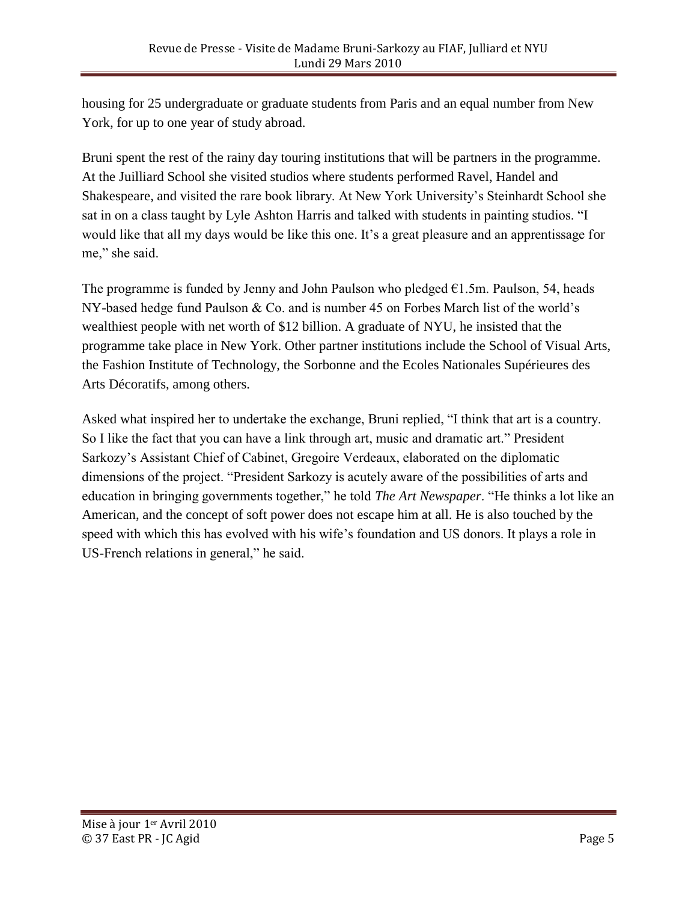housing for 25 undergraduate or graduate students from Paris and an equal number from New York, for up to one year of study abroad.

Bruni spent the rest of the rainy day touring institutions that will be partners in the programme. At the Juilliard School she visited studios where students performed Ravel, Handel and Shakespeare, and visited the rare book library. At New York University's Steinhardt School she sat in on a class taught by Lyle Ashton Harris and talked with students in painting studios. "I would like that all my days would be like this one. It's a great pleasure and an apprentissage for me," she said.

The programme is funded by Jenny and John Paulson who pledged €1.5m. Paulson, 54, heads NY-based hedge fund Paulson & Co. and is number 45 on Forbes March list of the world's wealthiest people with net worth of $12 billion. A graduate of NYU, he insisted that the programme take place in New York. Other partner institutions include the School of Visual Arts, the Fashion Institute of Technology, the Sorbonne and the Ecoles Nationales Supérieures des Arts Décoratifs, among others.

Asked what inspired her to undertake the exchange, Bruni replied, "I think that art is a country. So I like the fact that you can have a link through art, music and dramatic art." President Sarkozy's Assistant Chief of Cabinet, Gregoire Verdeaux, elaborated on the diplomatic dimensions of the project. "President Sarkozy is acutely aware of the possibilities of arts and education in bringing governments together," he told *The Art Newspaper*. "He thinks a lot like an American, and the concept of soft power does not escape him at all. He is also touched by the speed with which this has evolved with his wife's foundation and US donors. It plays a role in US-French relations in general," he said.